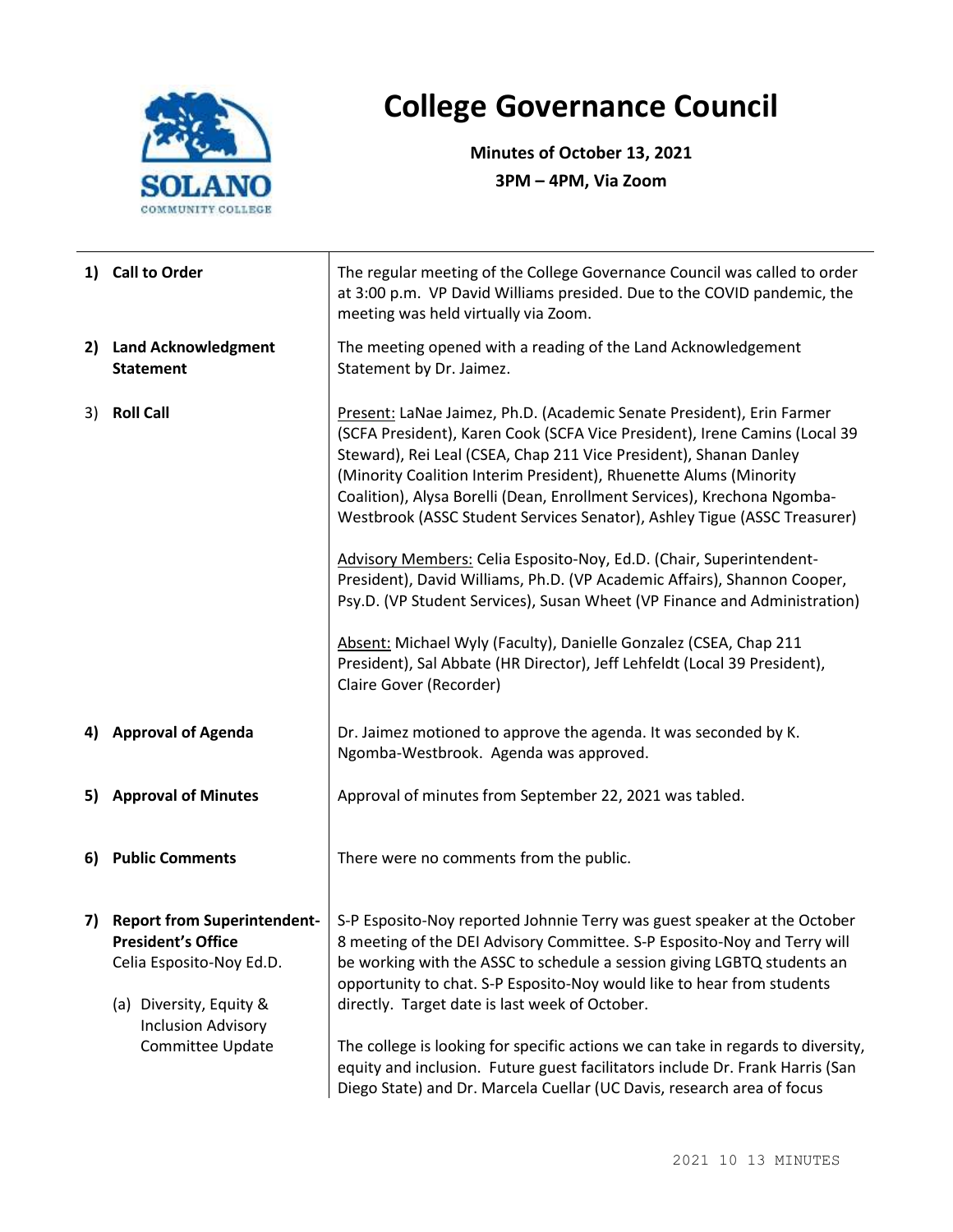# College Governance Council

**Minutes of October 13, 2021**

**3PM – 4PM, Via Zoom**

| | |
|---|---|
| **1) Call to Order** | The regular meeting of the College Governance Council was called to order at 3:00 p.m. VP David Williams presided. Due to the COVID pandemic, the meeting was held virtually via Zoom. |
| **2) Land Acknowledgment Statement** | The meeting opened with a reading of the Land Acknowledgement Statement by Dr. Jaimez. |
| 3) **Roll Call** | Present: LaNae Jaimez, Ph.D. (Academic Senate President), Erin Farmer (SCFA President), Karen Cook (SCFA Vice President), Irene Camins (Local 39 Steward), Rei Leal (CSEA, Chap 211 Vice President), Shanan Danley (Minority Coalition Interim President), Rhuenette Alums (Minority Coalition), Alysa Borelli (Dean, Enrollment Services), Krechona Ngomba-Westbrook (ASSC Student Services Senator), Ashley Tigue (ASSC Treasurer)<br><br>Advisory Members: Celia Esposito-Noy, Ed.D. (Chair, Superintendent-President), David Williams, Ph.D. (VP Academic Affairs), Shannon Cooper, Psy.D. (VP Student Services), Susan Wheet (VP Finance and Administration)<br><br>Absent: Michael Wyly (Faculty), Danielle Gonzalez (CSEA, Chap 211 President), Sal Abbate (HR Director), Jeff Lehfeldt (Local 39 President), Claire Gover (Recorder) |
| **4) Approval of Agenda** | Dr. Jaimez motioned to approve the agenda. It was seconded by K. Ngomba-Westbrook. Agenda was approved. |
| **5) Approval of Minutes** | Approval of minutes from September 22, 2021 was tabled. |
| **6) Public Comments** | There were no comments from the public. |
| **7) Report from Superintendent-President's Office**<br>Celia Esposito-Noy Ed.D.<br><br>(a) Diversity, Equity & Inclusion Advisory Committee Update | S-P Esposito-Noy reported Johnnie Terry was guest speaker at the October 8 meeting of the DEI Advisory Committee. S-P Esposito-Noy and Terry will be working with the ASSC to schedule a session giving LGBTQ students an opportunity to chat. S-P Esposito-Noy would like to hear from students directly. Target date is last week of October.<br><br>The college is looking for specific actions we can take in regards to diversity, equity and inclusion. Future guest facilitators include Dr. Frank Harris (San Diego State) and Dr. Marcela Cuellar (UC Davis, research area of focus |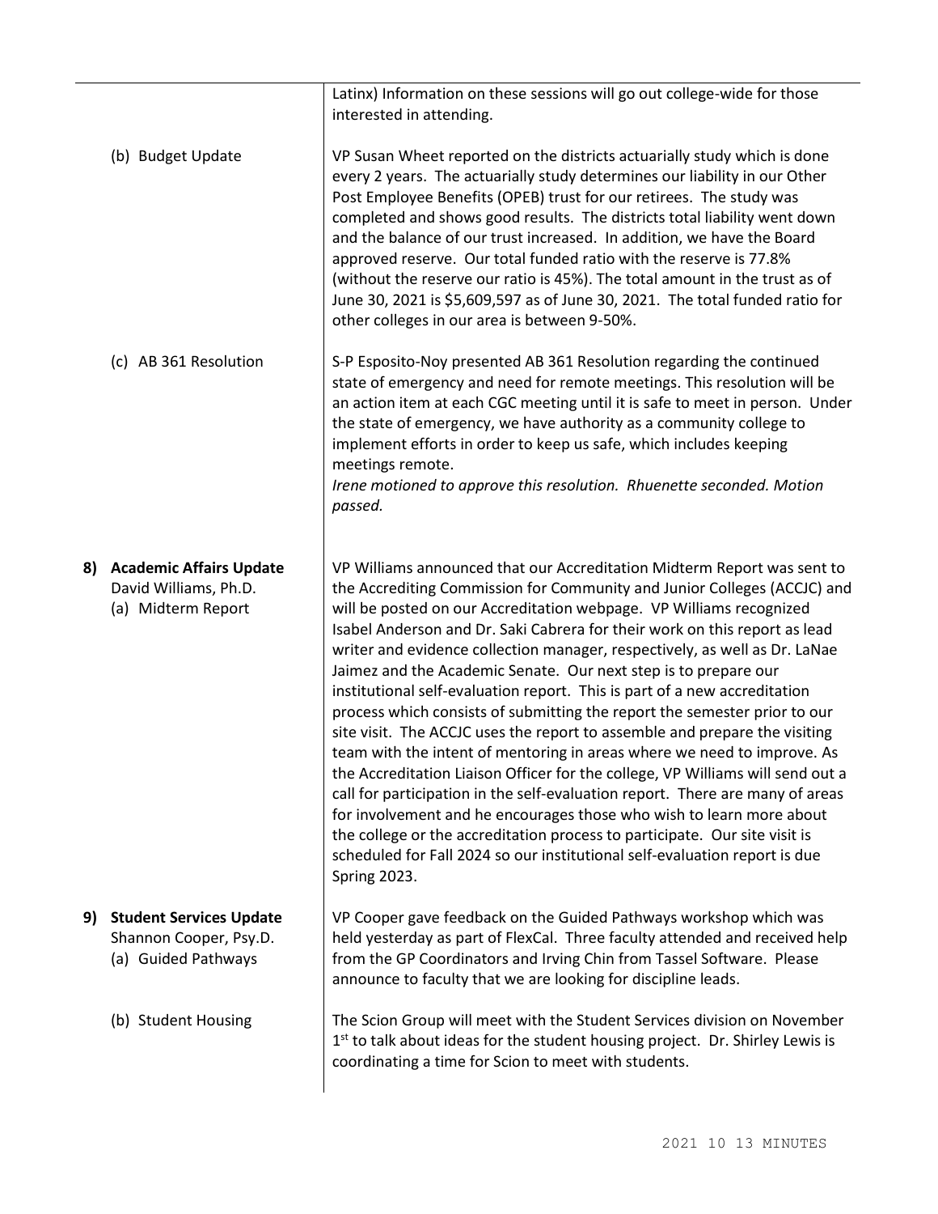| | |
|---|---|
| | Latinx) Information on these sessions will go out college-wide for those interested in attending. |
| (b) Budget Update | VP Susan Wheet reported on the districts actuarially study which is done every 2 years. The actuarially study determines our liability in our Other Post Employee Benefits (OPEB) trust for our retirees. The study was completed and shows good results. The districts total liability went down and the balance of our trust increased. In addition, we have the Board approved reserve. Our total funded ratio with the reserve is 77.8% (without the reserve our ratio is 45%). The total amount in the trust as of June 30, 2021 is $5,609,597 as of June 30, 2021. The total funded ratio for other colleges in our area is between 9-50%. |
| (c) AB 361 Resolution | S-P Esposito-Noy presented AB 361 Resolution regarding the continued state of emergency and need for remote meetings. This resolution will be an action item at each CGC meeting until it is safe to meet in person. Under the state of emergency, we have authority as a community college to implement efforts in order to keep us safe, which includes keeping meetings remote. *Irene motioned to approve this resolution. Rhuenette seconded. Motion passed.* |
| **8) Academic Affairs Update** David Williams, Ph.D. (a) Midterm Report | VP Williams announced that our Accreditation Midterm Report was sent to the Accrediting Commission for Community and Junior Colleges (ACCJC) and will be posted on our Accreditation webpage. VP Williams recognized Isabel Anderson and Dr. Saki Cabrera for their work on this report as lead writer and evidence collection manager, respectively, as well as Dr. LaNae Jaimez and the Academic Senate. Our next step is to prepare our institutional self-evaluation report. This is part of a new accreditation process which consists of submitting the report the semester prior to our site visit. The ACCJC uses the report to assemble and prepare the visiting team with the intent of mentoring in areas where we need to improve. As the Accreditation Liaison Officer for the college, VP Williams will send out a call for participation in the self-evaluation report. There are many of areas for involvement and he encourages those who wish to learn more about the college or the accreditation process to participate. Our site visit is scheduled for Fall 2024 so our institutional self-evaluation report is due Spring 2023. |
| **9) Student Services Update** Shannon Cooper, Psy.D. (a) Guided Pathways | VP Cooper gave feedback on the Guided Pathways workshop which was held yesterday as part of FlexCal. Three faculty attended and received help from the GP Coordinators and Irving Chin from Tassel Software. Please announce to faculty that we are looking for discipline leads. |
| (b) Student Housing | The Scion Group will meet with the Student Services division on November 1st to talk about ideas for the student housing project. Dr. Shirley Lewis is coordinating a time for Scion to meet with students. |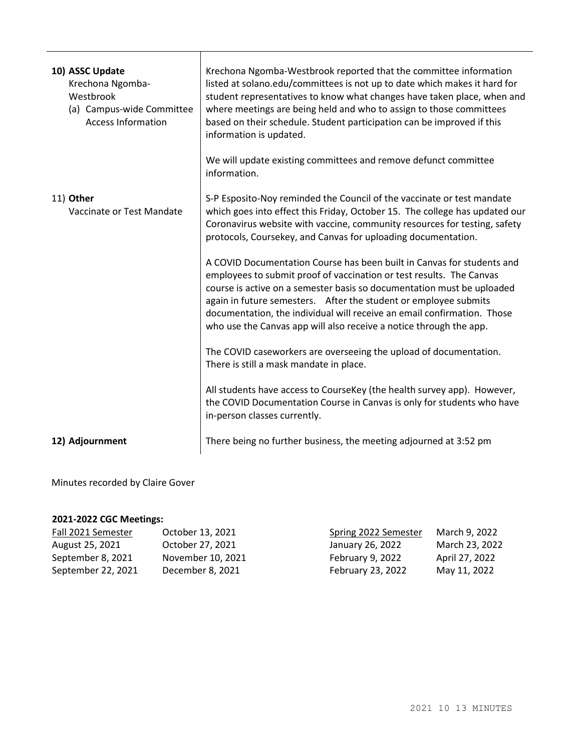| | |
|---|---|
| **10) ASSC Update**<br>Krechona Ngomba-Westbrook<br>(a) Campus-wide Committee Access Information | Krechona Ngomba-Westbrook reported that the committee information listed at solano.edu/committees is not up to date which makes it hard for student representatives to know what changes have taken place, when and where meetings are being held and who to assign to those committees based on their schedule. Student participation can be improved if this information is updated.<br><br>We will update existing committees and remove defunct committee information. |
| 11) **Other**<br>Vaccinate or Test Mandate | S-P Esposito-Noy reminded the Council of the vaccinate or test mandate which goes into effect this Friday, October 15. The college has updated our Coronavirus website with vaccine, community resources for testing, safety protocols, Coursekey, and Canvas for uploading documentation.<br><br>A COVID Documentation Course has been built in Canvas for students and employees to submit proof of vaccination or test results. The Canvas course is active on a semester basis so documentation must be uploaded again in future semesters. After the student or employee submits documentation, the individual will receive an email confirmation. Those who use the Canvas app will also receive a notice through the app.<br><br>The COVID caseworkers are overseeing the upload of documentation. There is still a mask mandate in place.<br><br>All students have access to CourseKey (the health survey app). However, the COVID Documentation Course in Canvas is only for students who have in-person classes currently. |
| **12) Adjournment** | There being no further business, the meeting adjourned at 3:52 pm |

Minutes recorded by Claire Gover

**2021-2022 CGC Meetings:**

| | | | |
|---|---|---|---|
| Fall 2021 Semester | October 13, 2021 | Spring 2022 Semester | March 9, 2022 |
| August 25, 2021 | October 27, 2021 | January 26, 2022 | March 23, 2022 |
| September 8, 2021 | November 10, 2021 | February 9, 2022 | April 27, 2022 |
| September 22, 2021 | December 8, 2021 | February 23, 2022 | May 11, 2022 |